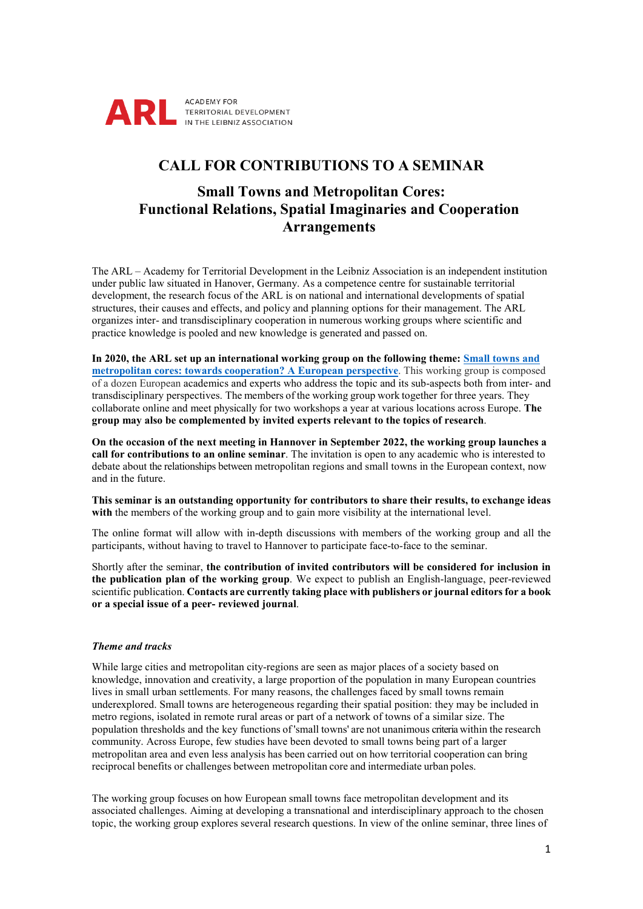ARL ACADEMY FOR TERRITORIAL DEVELOPMENT IN THE LEIBNIZ ASSOCIATION

# CALL FOR CONTRIBUTIONS TO A SEMINAR

## Small Towns and Metropolitan Cores: Functional Relations, Spatial Imaginaries and Cooperation Arrangements

The ARL – Academy for Territorial Development in the Leibniz Association is an independent institution under public law situated in Hanover, Germany. As a competence centre for sustainable territorial development, the research focus of the ARL is on national and international developments of spatial structures, their causes and effects, and policy and planning options for their management. The ARL organizes inter- and transdisciplinary cooperation in numerous working groups where scientific and practice knowledge is pooled and new knowledge is generated and passed on.

**In 2020, the ARL set up an international working group on the following theme: Small towns and metropolitan cores: towards cooperation? A European perspective**. This working group is composed of a dozen European academics and experts who address the topic and its sub-aspects both from inter- and transdisciplinary perspectives. The members of the working group work together for three years. They collaborate online and meet physically for two workshops a year at various locations across Europe. **The group may also be complemented by invited experts relevant to the topics of research**.

**On the occasion of the next meeting in Hannover in September 2022, the working group launches a call for contributions to an online seminar**. The invitation is open to any academic who is interested to debate about the relationships between metropolitan regions and small towns in the European context, now and in the future.

**This seminar is an outstanding opportunity for contributors to share their results, to exchange ideas with** the members of the working group and to gain more visibility at the international level.

The online format will allow with in-depth discussions with members of the working group and all the participants, without having to travel to Hannover to participate face-to-face to the seminar.

Shortly after the seminar, **the contribution of invited contributors will be considered for inclusion in the publication plan of the working group**. We expect to publish an English-language, peer-reviewed scientific publication. **Contacts are currently taking place with publishers or journal editors for a book or a special issue of a peer- reviewed journal**.

### *Theme and tracks*

While large cities and metropolitan city-regions are seen as major places of a society based on knowledge, innovation and creativity, a large proportion of the population in many European countries lives in small urban settlements. For many reasons, the challenges faced by small towns remain underexplored. Small towns are heterogeneous regarding their spatial position: they may be included in metro regions, isolated in remote rural areas or part of a network of towns of a similar size. The population thresholds and the key functions of 'small towns' are not unanimous criteria within the research community. Across Europe, few studies have been devoted to small towns being part of a larger metropolitan area and even less analysis has been carried out on how territorial cooperation can bring reciprocal benefits or challenges between metropolitan core and intermediate urban poles.

The working group focuses on how European small towns face metropolitan development and its associated challenges. Aiming at developing a transnational and interdisciplinary approach to the chosen topic, the working group explores several research questions. In view of the online seminar, three lines of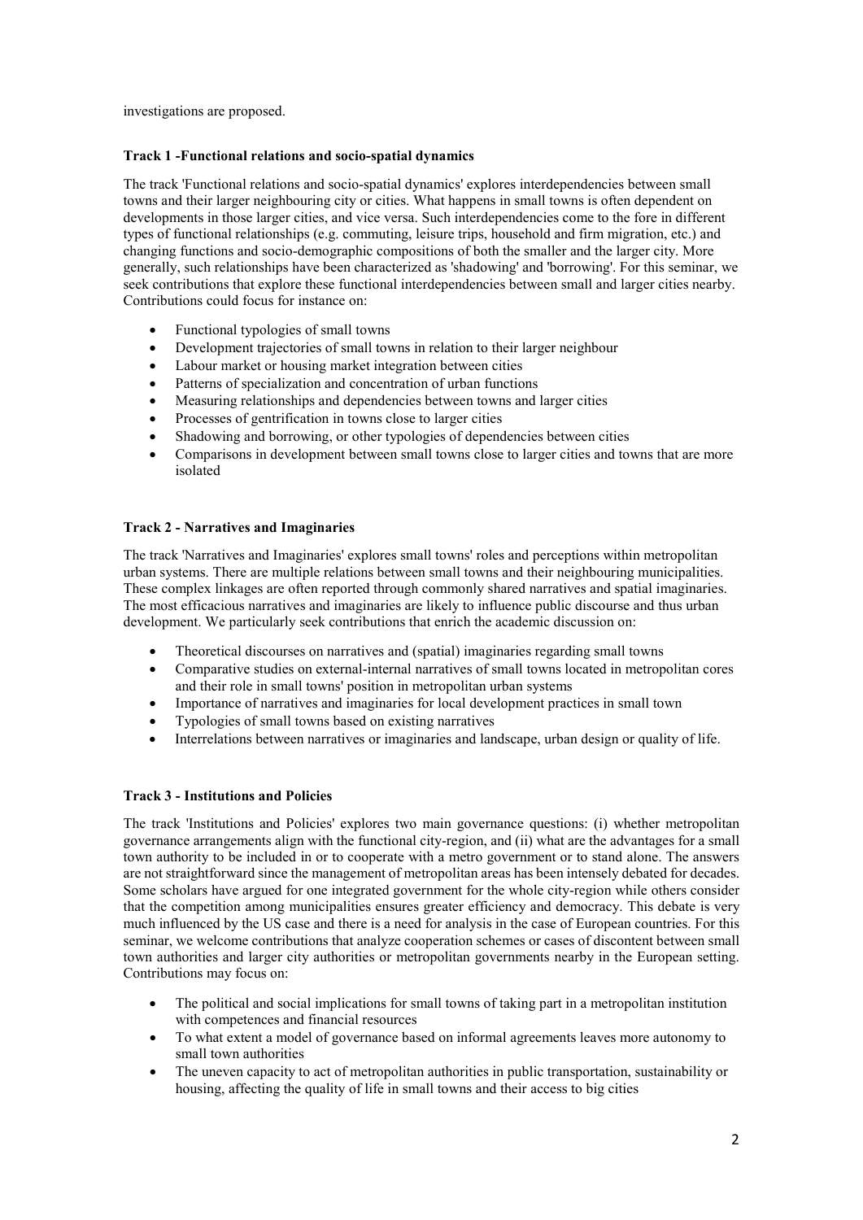investigations are proposed.

**Track 1 -Functional relations and socio-spatial dynamics**

The track 'Functional relations and socio-spatial dynamics' explores interdependencies between small towns and their larger neighbouring city or cities. What happens in small towns is often dependent on developments in those larger cities, and vice versa. Such interdependencies come to the fore in different types of functional relationships (e.g. commuting, leisure trips, household and firm migration, etc.) and changing functions and socio-demographic compositions of both the smaller and the larger city. More generally, such relationships have been characterized as 'shadowing' and 'borrowing'. For this seminar, we seek contributions that explore these functional interdependencies between small and larger cities nearby. Contributions could focus for instance on:

- Functional typologies of small towns
- Development trajectories of small towns in relation to their larger neighbour
- Labour market or housing market integration between cities
- Patterns of specialization and concentration of urban functions
- Measuring relationships and dependencies between towns and larger cities
- Processes of gentrification in towns close to larger cities
- Shadowing and borrowing, or other typologies of dependencies between cities
- Comparisons in development between small towns close to larger cities and towns that are more isolated

**Track 2 - Narratives and Imaginaries**

The track 'Narratives and Imaginaries' explores small towns' roles and perceptions within metropolitan urban systems. There are multiple relations between small towns and their neighbouring municipalities. These complex linkages are often reported through commonly shared narratives and spatial imaginaries. The most efficacious narratives and imaginaries are likely to influence public discourse and thus urban development. We particularly seek contributions that enrich the academic discussion on:

- Theoretical discourses on narratives and (spatial) imaginaries regarding small towns
- Comparative studies on external-internal narratives of small towns located in metropolitan cores and their role in small towns' position in metropolitan urban systems
- Importance of narratives and imaginaries for local development practices in small town
- Typologies of small towns based on existing narratives
- Interrelations between narratives or imaginaries and landscape, urban design or quality of life.

**Track 3 - Institutions and Policies**

The track 'Institutions and Policies' explores two main governance questions: (i) whether metropolitan governance arrangements align with the functional city-region, and (ii) what are the advantages for a small town authority to be included in or to cooperate with a metro government or to stand alone. The answers are not straightforward since the management of metropolitan areas has been intensely debated for decades. Some scholars have argued for one integrated government for the whole city-region while others consider that the competition among municipalities ensures greater efficiency and democracy. This debate is very much influenced by the US case and there is a need for analysis in the case of European countries. For this seminar, we welcome contributions that analyze cooperation schemes or cases of discontent between small town authorities and larger city authorities or metropolitan governments nearby in the European setting. Contributions may focus on:

- The political and social implications for small towns of taking part in a metropolitan institution with competences and financial resources
- To what extent a model of governance based on informal agreements leaves more autonomy to small town authorities
- The uneven capacity to act of metropolitan authorities in public transportation, sustainability or housing, affecting the quality of life in small towns and their access to big cities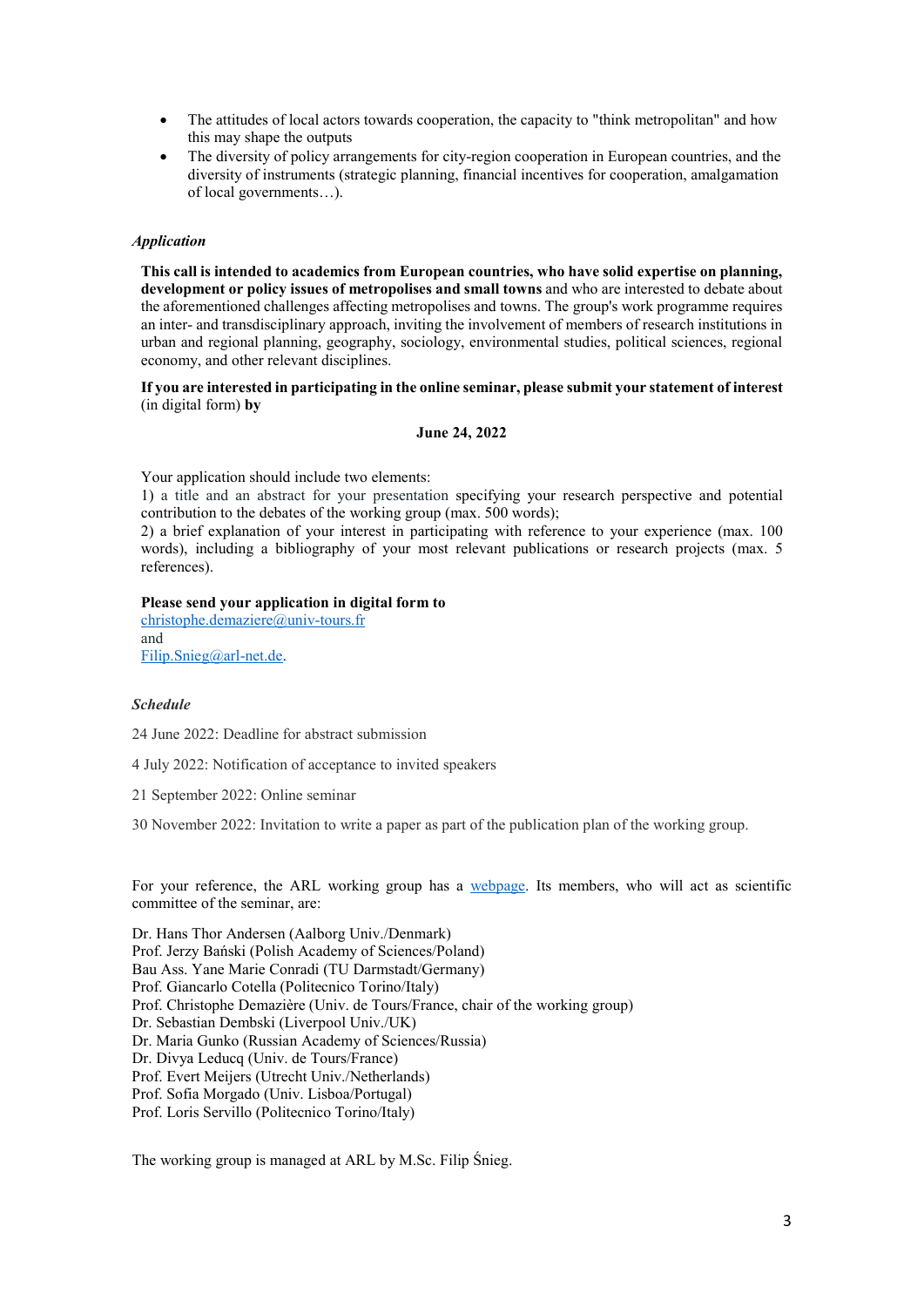- The attitudes of local actors towards cooperation, the capacity to "think metropolitan" and how this may shape the outputs
- The diversity of policy arrangements for city-region cooperation in European countries, and the diversity of instruments (strategic planning, financial incentives for cooperation, amalgamation of local governments…).

### *Application*

**This call is intended to academics from European countries, who have solid expertise on planning, development or policy issues of metropolises and small towns** and who are interested to debate about the aforementioned challenges affecting metropolises and towns. The group's work programme requires an inter- and transdisciplinary approach, inviting the involvement of members of research institutions in urban and regional planning, geography, sociology, environmental studies, political sciences, regional economy, and other relevant disciplines.

**If you are interested in participating in the online seminar, please submit your statement of interest** (in digital form) **by**

**June 24, 2022**

Your application should include two elements:
1) a title and an abstract for your presentation specifying your research perspective and potential contribution to the debates of the working group (max. 500 words);
2) a brief explanation of your interest in participating with reference to your experience (max. 100 words), including a bibliography of your most relevant publications or research projects (max. 5 references).

**Please send your application in digital form to**
christophe.demaziere@univ-tours.fr
and
Filip.Snieg@arl-net.de.

### *Schedule*

24 June 2022: Deadline for abstract submission

4 July 2022: Notification of acceptance to invited speakers

21 September 2022: Online seminar

30 November 2022: Invitation to write a paper as part of the publication plan of the working group.

For your reference, the ARL working group has a webpage. Its members, who will act as scientific committee of the seminar, are:

Dr. Hans Thor Andersen (Aalborg Univ./Denmark)
Prof. Jerzy Bański (Polish Academy of Sciences/Poland)
Bau Ass. Yane Marie Conradi (TU Darmstadt/Germany)
Prof. Giancarlo Cotella (Politecnico Torino/Italy)
Prof. Christophe Demazière (Univ. de Tours/France, chair of the working group)
Dr. Sebastian Dembski (Liverpool Univ./UK)
Dr. Maria Gunko (Russian Academy of Sciences/Russia)
Dr. Divya Leducq (Univ. de Tours/France)
Prof. Evert Meijers (Utrecht Univ./Netherlands)
Prof. Sofia Morgado (Univ. Lisboa/Portugal)
Prof. Loris Servillo (Politecnico Torino/Italy)

The working group is managed at ARL by M.Sc. Filip Śnieg.